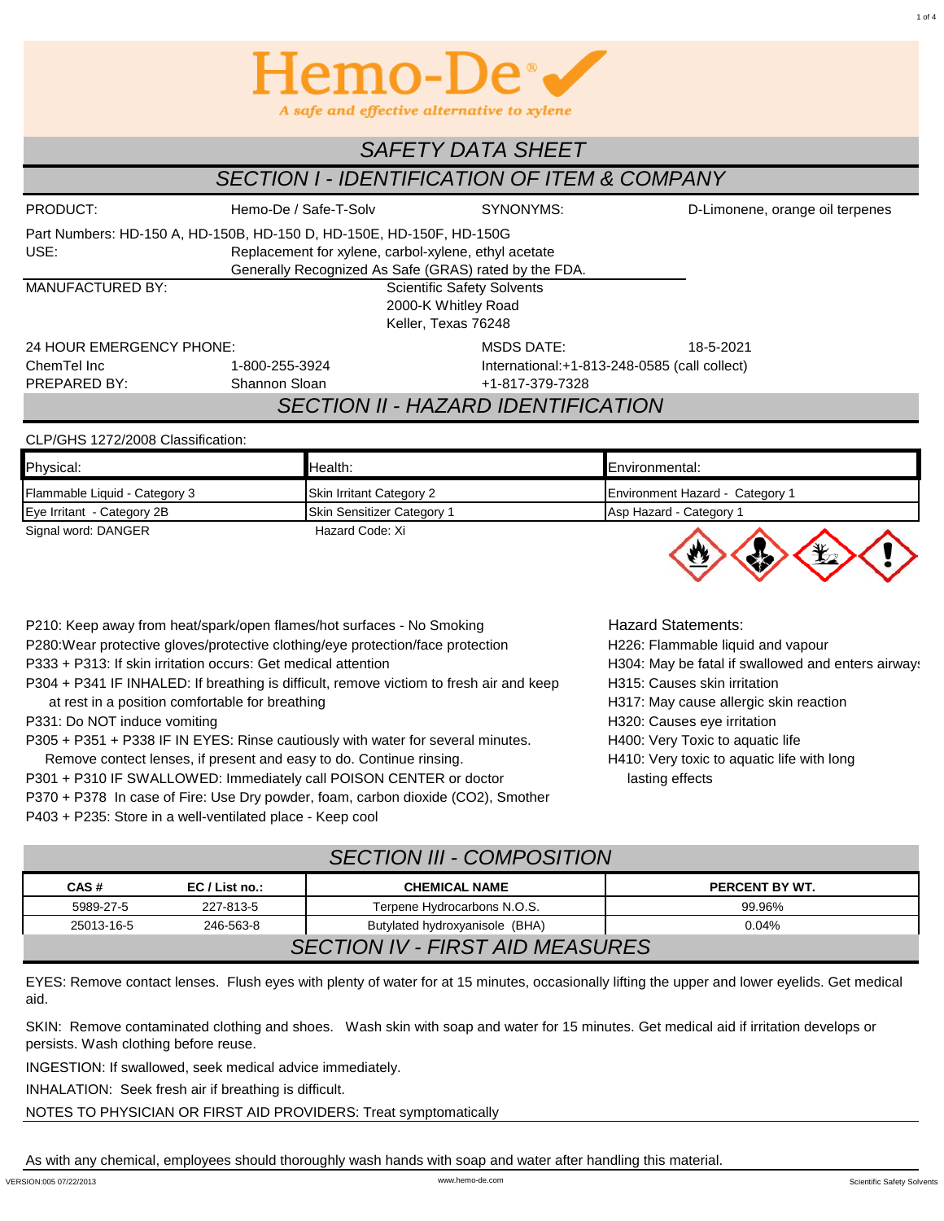# Hemo-De®

*A safe and effective alternative to xylene*

## SAFETY DATA SHEET

## SECTION I - IDENTIFICATION OF ITEM & COMPANY

PRODUCT: Hemo-De / Safe-T-Solv

SYNONYMS: D-Limonene, orange oil terpenes

Part Numbers: HD-150 A, HD-150B, HD-150 D, HD-150E, HD-150F, HD-150G

USE: Replacement for xylene, carbol-xylene, ethyl acetate
Generally Recognized As Safe (GRAS) rated by the FDA.

MANUFACTURED BY: Scientific Safety Solvents
2000-K Whitley Road
Keller, Texas 76248

24 HOUR EMERGENCY PHONE:
ChemTel Inc 1-800-255-3924

MSDS DATE: 18-5-2021

International:+1-813-248-0585 (call collect)

PREPARED BY: Shannon Sloan +1-817-379-7328

## SECTION II - HAZARD IDENTIFICATION

CLP/GHS 1272/2008 Classification:

| Physical: | Health: | Environmental: |
|---|---|---|
| Flammable Liquid - Category 3 | Skin Irritant Category 2 | Environment Hazard - Category 1 |
| Eye Irritant - Category 2B | Skin Sensitizer Category 1 | Asp Hazard - Category 1 |

Signal word: DANGER

Hazard Code: Xi

P210: Keep away from heat/spark/open flames/hot surfaces - No Smoking
P280:Wear protective gloves/protective clothing/eye protection/face protection
P333 + P313: If skin irritation occurs: Get medical attention
P304 + P341 IF INHALED: If breathing is difficult, remove victim to fresh air and keep at rest in a position comfortable for breathing
P331: Do NOT induce vomiting
P305 + P351 + P338 IF IN EYES: Rinse cautiously with water for several minutes. Remove contect lenses, if present and easy to do. Continue rinsing.
P301 + P310 IF SWALLOWED: Immediately call POISON CENTER or doctor
P370 + P378 In case of Fire: Use Dry powder, foam, carbon dioxide ($CO_2$), Smother
P403 + P235: Store in a well-ventilated place - Keep cool

Hazard Statements:
H226: Flammable liquid and vapour
H304: May be fatal if swallowed and enters airways
H315: Causes skin irritation
H317: May cause allergic skin reaction
H320: Causes eye irritation
H400: Very Toxic to aquatic life
H410: Very toxic to aquatic life with long lasting effects

## SECTION III - COMPOSITION

| CAS # | EC / List no.: | CHEMICAL NAME | PERCENT BY WT. |
|---|---|---|---|
| 5989-27-5 | 227-813-5 | Terpene Hydrocarbons N.O.S. | 99.96% |
| 25013-16-5 | 246-563-8 | Butylated hydroxyanisole (BHA) | 0.04% |

## SECTION IV - FIRST AID MEASURES

EYES: Remove contact lenses. Flush eyes with plenty of water for at 15 minutes, occasionally lifting the upper and lower eyelids. Get medical aid.

SKIN: Remove contaminated clothing and shoes. Wash skin with soap and water for 15 minutes. Get medical aid if irritation develops or persists. Wash clothing before reuse.

INGESTION: If swallowed, seek medical advice immediately.

INHALATION: Seek fresh air if breathing is difficult.

NOTES TO PHYSICIAN OR FIRST AID PROVIDERS: Treat symptomatically

As with any chemical, employees should thoroughly wash hands with soap and water after handling this material.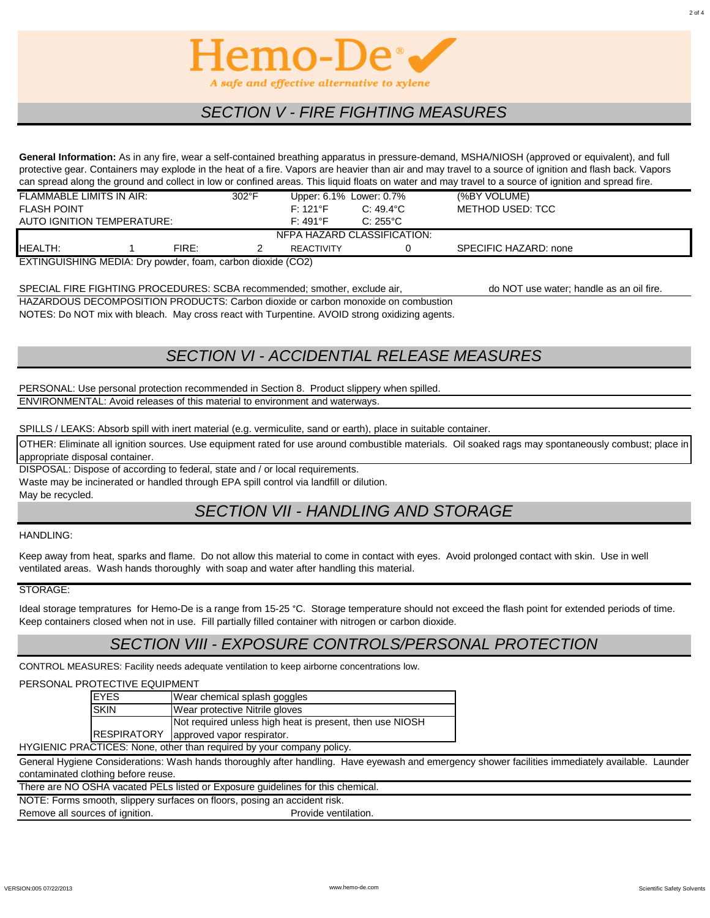Hemo-De®

*A safe and effective alternative to xylene*

## *SECTION V - FIRE FIGHTING MEASURES*

**General Information:** As in any fire, wear a self-contained breathing apparatus in pressure-demand, MSHA/NIOSH (approved or equivalent), and full protective gear. Containers may explode in the heat of a fire. Vapors are heavier than air and may travel to a source of ignition and flash back. Vapors can spread along the ground and collect in low or confined areas. This liquid floats on water and may travel to a source of ignition and spread fire.

| | | | | |
|---|---|---|---|---|
| FLAMMABLE LIMITS IN AIR: | 302°F | Upper: 6.1% | Lower: 0.7% | (%BY VOLUME) |
| FLASH POINT | | F: 121°F | C: 49.4°C | METHOD USED: TCC |
| AUTO IGNITION TEMPERATURE: | | F: 491°F | C: 255°C | |

NFPA HAZARD CLASSIFICATION:

| HEALTH: | 1 | FIRE: | 2 | REACTIVITY | 0 | SPECIFIC HAZARD: none |
|---|---|---|---|---|---|---|

EXTINGUISHING MEDIA: Dry powder, foam, carbon dioxide ($CO_2$)

SPECIAL FIRE FIGHTING PROCEDURES: SCBA recommended; smother, exclude air, do NOT use water; handle as an oil fire.

HAZARDOUS DECOMPOSITION PRODUCTS: Carbon dioxide or carbon monoxide on combustion

NOTES: Do NOT mix with bleach. May cross react with Turpentine. AVOID strong oxidizing agents.

## *SECTION VI - ACCIDENTIAL RELEASE MEASURES*

PERSONAL: Use personal protection recommended in Section 8. Product slippery when spilled.

ENVIRONMENTAL: Avoid releases of this material to environment and waterways.

SPILLS / LEAKS: Absorb spill with inert material (e.g. vermiculite, sand or earth), place in suitable container.

OTHER: Eliminate all ignition sources. Use equipment rated for use around combustible materials. Oil soaked rags may spontaneously combust; place in appropriate disposal container.

DISPOSAL: Dispose of according to federal, state and / or local requirements.

Waste may be incinerated or handled through EPA spill control via landfill or dilution.

May be recycled.

## *SECTION VII - HANDLING AND STORAGE*

HANDLING:

Keep away from heat, sparks and flame. Do not allow this material to come in contact with eyes. Avoid prolonged contact with skin. Use in well ventilated areas. Wash hands thoroughly with soap and water after handling this material.

STORAGE:

Ideal storage tempratures for Hemo-De is a range from 15-25 °C. Storage temperature should not exceed the flash point for extended periods of time. Keep containers closed when not in use. Fill partially filled container with nitrogen or carbon dioxide.

## *SECTION VIII - EXPOSURE CONTROLS/PERSONAL PROTECTION*

CONTROL MEASURES: Facility needs adequate ventilation to keep airborne concentrations low.

PERSONAL PROTECTIVE EQUIPMENT

| | |
|---|---|
| EYES | Wear chemical splash goggles |
| SKIN | Wear protective Nitrile gloves |
| RESPIRATORY | Not required unless high heat is present, then use NIOSH approved vapor respirator. |

HYGIENIC PRACTICES: None, other than required by your company policy.

General Hygiene Considerations: Wash hands thoroughly after handling. Have eyewash and emergency shower facilities immediately available. Launder contaminated clothing before reuse.

There are NO OSHA vacated PELs listed or Exposure guidelines for this chemical.

NOTE: Forms smooth, slippery surfaces on floors, posing an accident risk.

Remove all sources of ignition. Provide ventilation.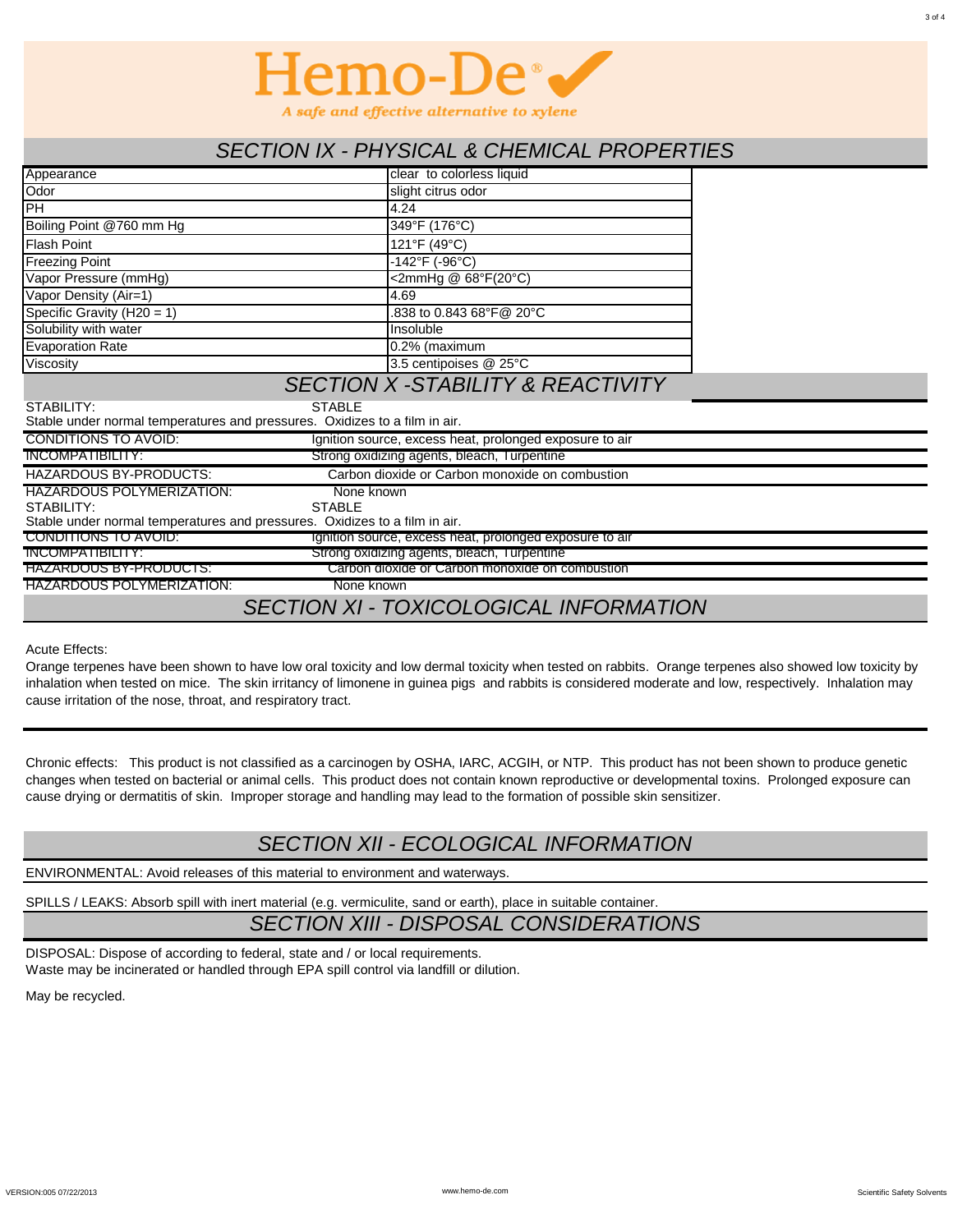# Hemo-De®

*A safe and effective alternative to xylene*

## SECTION IX - PHYSICAL & CHEMICAL PROPERTIES

| Property | Value |
|---|---|
| Appearance | clear to colorless liquid |
| Odor | slight citrus odor |
| PH | 4.24 |
| Boiling Point @760 mm Hg | 349°F (176°C) |
| Flash Point | 121°F (49°C) |
| Freezing Point | -142°F (-96°C) |
| Vapor Pressure (mmHg) | <2mmHg @ 68°F(20°C) |
| Vapor Density (Air=1) | 4.69 |
| Specific Gravity (H20 = 1) | .838 to 0.843 68°F@ 20°C |
| Solubility with water | Insoluble |
| Evaporation Rate | 0.2% (maximum |
| Viscosity | 3.5 centipoises @ 25°C |

## SECTION X -STABILITY & REACTIVITY

STABILITY: STABLE

Stable under normal temperatures and pressures. Oxidizes to a film in air.

CONDITIONS TO AVOID: Ignition source, excess heat, prolonged exposure to air

INCOMPATIBILITY: Strong oxidizing agents, bleach, Turpentine

HAZARDOUS BY-PRODUCTS: Carbon dioxide or Carbon monoxide on combustion

HAZARDOUS POLYMERIZATION: None known

STABILITY: STABLE

Stable under normal temperatures and pressures. Oxidizes to a film in air.

CONDITIONS TO AVOID: Ignition source, excess heat, prolonged exposure to air

INCOMPATIBILITY: Strong oxidizing agents, bleach, Turpentine

HAZARDOUS BY-PRODUCTS: Carbon dioxide or Carbon monoxide on combustion

HAZARDOUS POLYMERIZATION: None known

## SECTION XI - TOXICOLOGICAL INFORMATION

Acute Effects:

Orange terpenes have been shown to have low oral toxicity and low dermal toxicity when tested on rabbits. Orange terpenes also showed low toxicity by inhalation when tested on mice. The skin irritancy of limonene in guinea pigs and rabbits is considered moderate and low, respectively. Inhalation may cause irritation of the nose, throat, and respiratory tract.

Chronic effects: This product is not classified as a carcinogen by OSHA, IARC, ACGIH, or NTP. This product has not been shown to produce genetic changes when tested on bacterial or animal cells. This product does not contain known reproductive or developmental toxins. Prolonged exposure can cause drying or dermatitis of skin. Improper storage and handling may lead to the formation of possible skin sensitizer.

## SECTION XII - ECOLOGICAL INFORMATION

ENVIRONMENTAL: Avoid releases of this material to environment and waterways.

SPILLS / LEAKS: Absorb spill with inert material (e.g. vermiculite, sand or earth), place in suitable container.

## SECTION XIII - DISPOSAL CONSIDERATIONS

DISPOSAL: Dispose of according to federal, state and / or local requirements.
Waste may be incinerated or handled through EPA spill control via landfill or dilution.

May be recycled.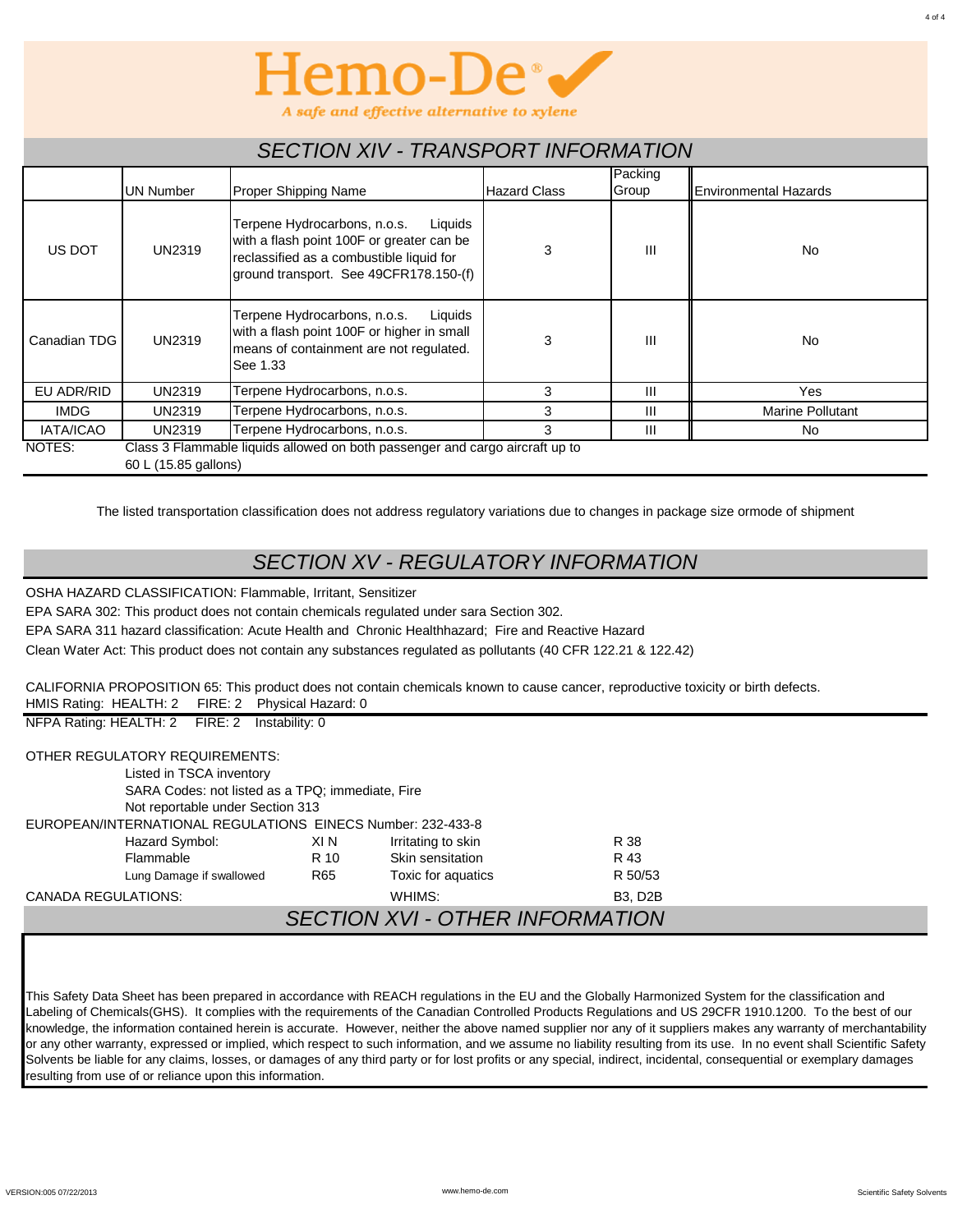# Hemo-De®

*A safe and effective alternative to xylene*

## *SECTION XIV - TRANSPORT INFORMATION*

| | UN Number | Proper Shipping Name | Hazard Class | Packing Group | Environmental Hazards |
|---|---|---|---|---|---|
| US DOT | UN2319 | Terpene Hydrocarbons, n.o.s. Liquids with a flash point 100F or greater can be reclassified as a combustible liquid for ground transport. See 49CFR178.150-(f) | 3 | III | No |
| Canadian TDG | UN2319 | Terpene Hydrocarbons, n.o.s. Liquids with a flash point 100F or higher in small means of containment are not regulated. See 1.33 | 3 | III | No |
| EU ADR/RID | UN2319 | Terpene Hydrocarbons, n.o.s. | 3 | III | Yes |
| IMDG | UN2319 | Terpene Hydrocarbons, n.o.s. | 3 | III | Marine Pollutant |
| IATA/ICAO | UN2319 | Terpene Hydrocarbons, n.o.s. | 3 | III | No |

NOTES: Class 3 Flammable liquids allowed on both passenger and cargo aircraft up to 60 L (15.85 gallons)

The listed transportation classification does not address regulatory variations due to changes in package size ormode of shipment

## *SECTION XV - REGULATORY INFORMATION*

OSHA HAZARD CLASSIFICATION: Flammable, Irritant, Sensitizer

EPA SARA 302: This product does not contain chemicals regulated under sara Section 302.

EPA SARA 311 hazard classification: Acute Health and Chronic Healthhazard; Fire and Reactive Hazard

Clean Water Act: This product does not contain any substances regulated as pollutants (40 CFR 122.21 & 122.42)

CALIFORNIA PROPOSITION 65: This product does not contain chemicals known to cause cancer, reproductive toxicity or birth defects.

HMIS Rating: HEALTH: 2 FIRE: 2 Physical Hazard: 0

NFPA Rating: HEALTH: 2 FIRE: 2 Instability: 0

OTHER REGULATORY REQUIREMENTS:

Listed in TSCA inventory

SARA Codes: not listed as a TPQ; immediate, Fire

Not reportable under Section 313

EUROPEAN/INTERNATIONAL REGULATIONS EINECS Number: 232-433-8

| | | | |
|---|---|---|---|
| Hazard Symbol: | XI N | Irritating to skin | R 38 |
| Flammable | R 10 | Skin sensitation | R 43 |
| Lung Damage if swallowed | R65 | Toxic for aquatics | R 50/53 |

CANADA REGULATIONS: WHIMS: B3, D2B

## *SECTION XVI - OTHER INFORMATION*

This Safety Data Sheet has been prepared in accordance with REACH regulations in the EU and the Globally Harmonized System for the classification and Labeling of Chemicals(GHS). It complies with the requirements of the Canadian Controlled Products Regulations and US 29CFR 1910.1200. To the best of our knowledge, the information contained herein is accurate. However, neither the above named supplier nor any of it suppliers makes any warranty of merchantability or any other warranty, expressed or implied, which respect to such information, and we assume no liability resulting from its use. In no event shall Scientific Safety Solvents be liable for any claims, losses, or damages of any third party or for lost profits or any special, indirect, incidental, consequential or exemplary damages resulting from use of or reliance upon this information.

VERSION:005 07/22/2013 www.hemo-de.com Scientific Safety Solvents